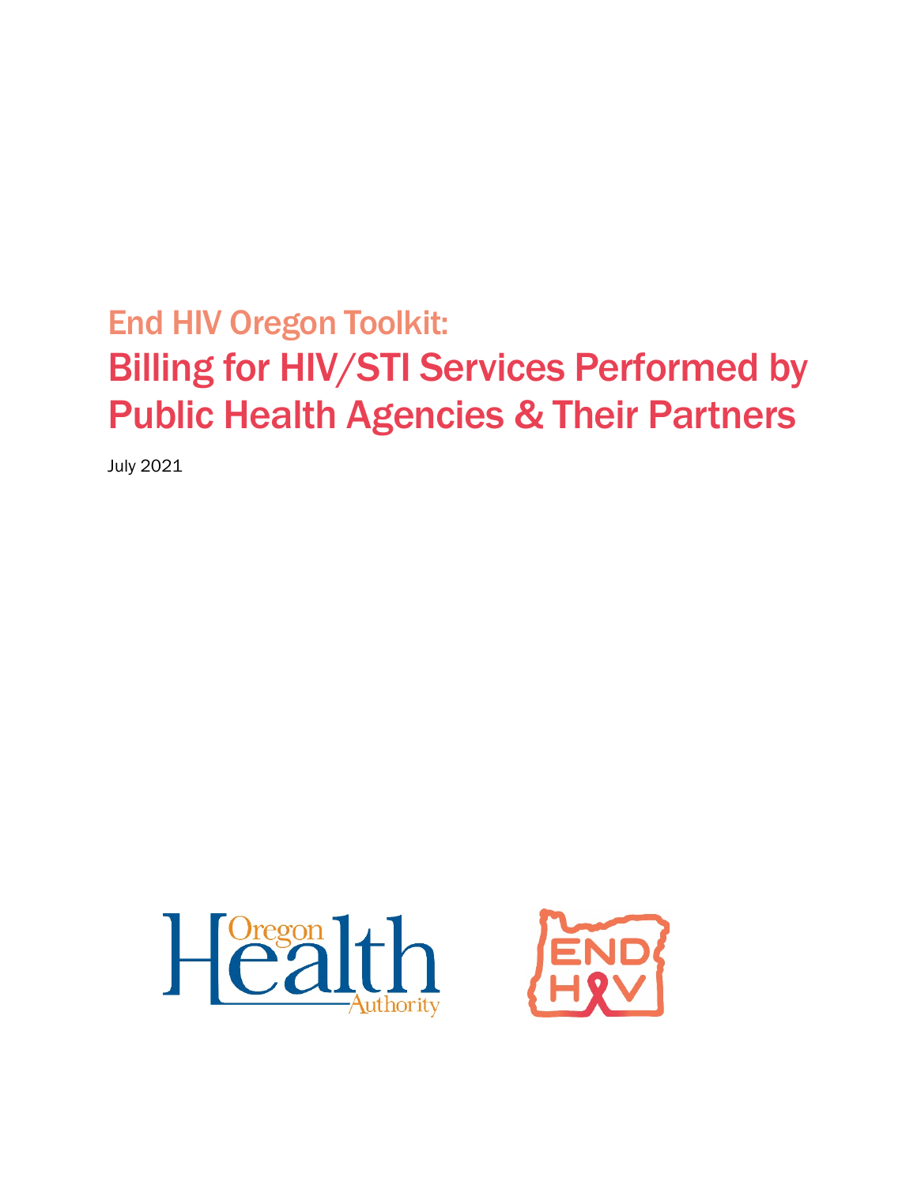# End HIV Oregon Toolkit:

# Billing for HIV/STI Services Performed by Public Health Agencies & Their Partners

July 2021

Oregon Health Authority

END HIV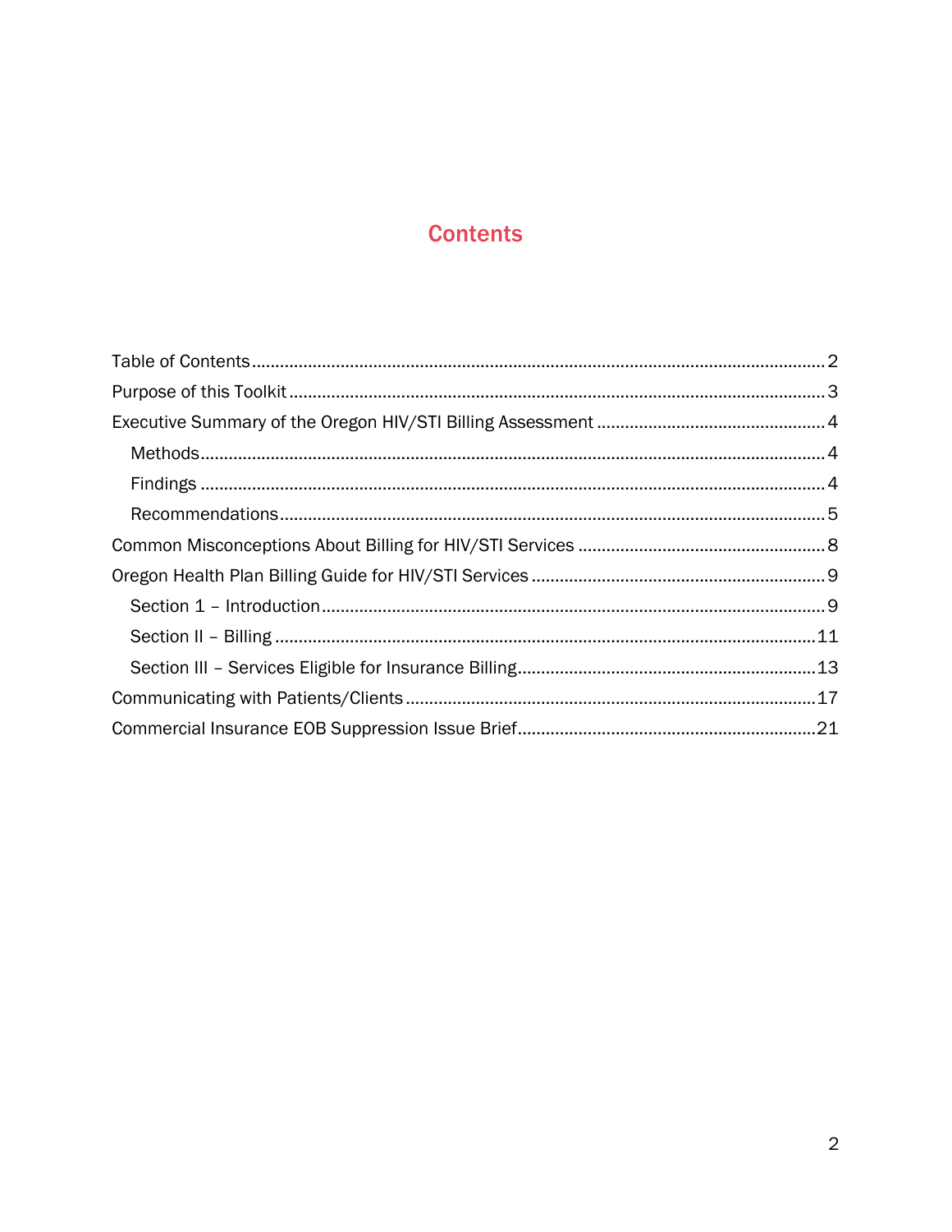# Contents

- Table of Contents ..... 2
- Purpose of this Toolkit ..... 3
- Executive Summary of the Oregon HIV/STI Billing Assessment ..... 4
  - Methods ..... 4
  - Findings ..... 4
  - Recommendations ..... 5
- Common Misconceptions About Billing for HIV/STI Services ..... 8
- Oregon Health Plan Billing Guide for HIV/STI Services ..... 9
  - Section 1 – Introduction ..... 9
  - Section II – Billing ..... 11
  - Section III – Services Eligible for Insurance Billing ..... 13
- Communicating with Patients/Clients ..... 17
- Commercial Insurance EOB Suppression Issue Brief ..... 21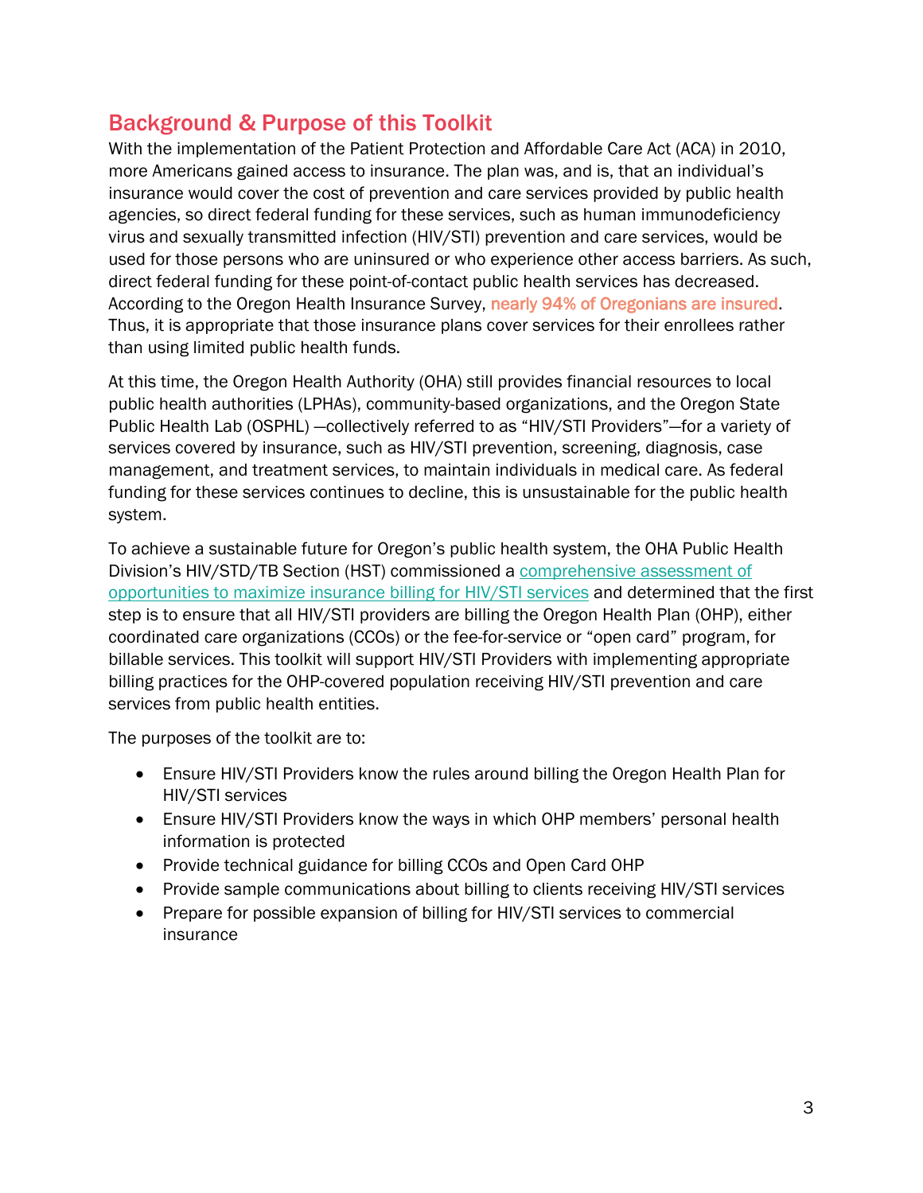## Background & Purpose of this Toolkit

With the implementation of the Patient Protection and Affordable Care Act (ACA) in 2010, more Americans gained access to insurance. The plan was, and is, that an individual's insurance would cover the cost of prevention and care services provided by public health agencies, so direct federal funding for these services, such as human immunodeficiency virus and sexually transmitted infection (HIV/STI) prevention and care services, would be used for those persons who are uninsured or who experience other access barriers. As such, direct federal funding for these point-of-contact public health services has decreased. According to the Oregon Health Insurance Survey, nearly 94% of Oregonians are insured. Thus, it is appropriate that those insurance plans cover services for their enrollees rather than using limited public health funds.

At this time, the Oregon Health Authority (OHA) still provides financial resources to local public health authorities (LPHAs), community-based organizations, and the Oregon State Public Health Lab (OSPHL) —collectively referred to as "HIV/STI Providers"—for a variety of services covered by insurance, such as HIV/STI prevention, screening, diagnosis, case management, and treatment services, to maintain individuals in medical care. As federal funding for these services continues to decline, this is unsustainable for the public health system.

To achieve a sustainable future for Oregon's public health system, the OHA Public Health Division's HIV/STD/TB Section (HST) commissioned a comprehensive assessment of opportunities to maximize insurance billing for HIV/STI services and determined that the first step is to ensure that all HIV/STI providers are billing the Oregon Health Plan (OHP), either coordinated care organizations (CCOs) or the fee-for-service or "open card" program, for billable services. This toolkit will support HIV/STI Providers with implementing appropriate billing practices for the OHP-covered population receiving HIV/STI prevention and care services from public health entities.

The purposes of the toolkit are to:

- Ensure HIV/STI Providers know the rules around billing the Oregon Health Plan for HIV/STI services
- Ensure HIV/STI Providers know the ways in which OHP members' personal health information is protected
- Provide technical guidance for billing CCOs and Open Card OHP
- Provide sample communications about billing to clients receiving HIV/STI services
- Prepare for possible expansion of billing for HIV/STI services to commercial insurance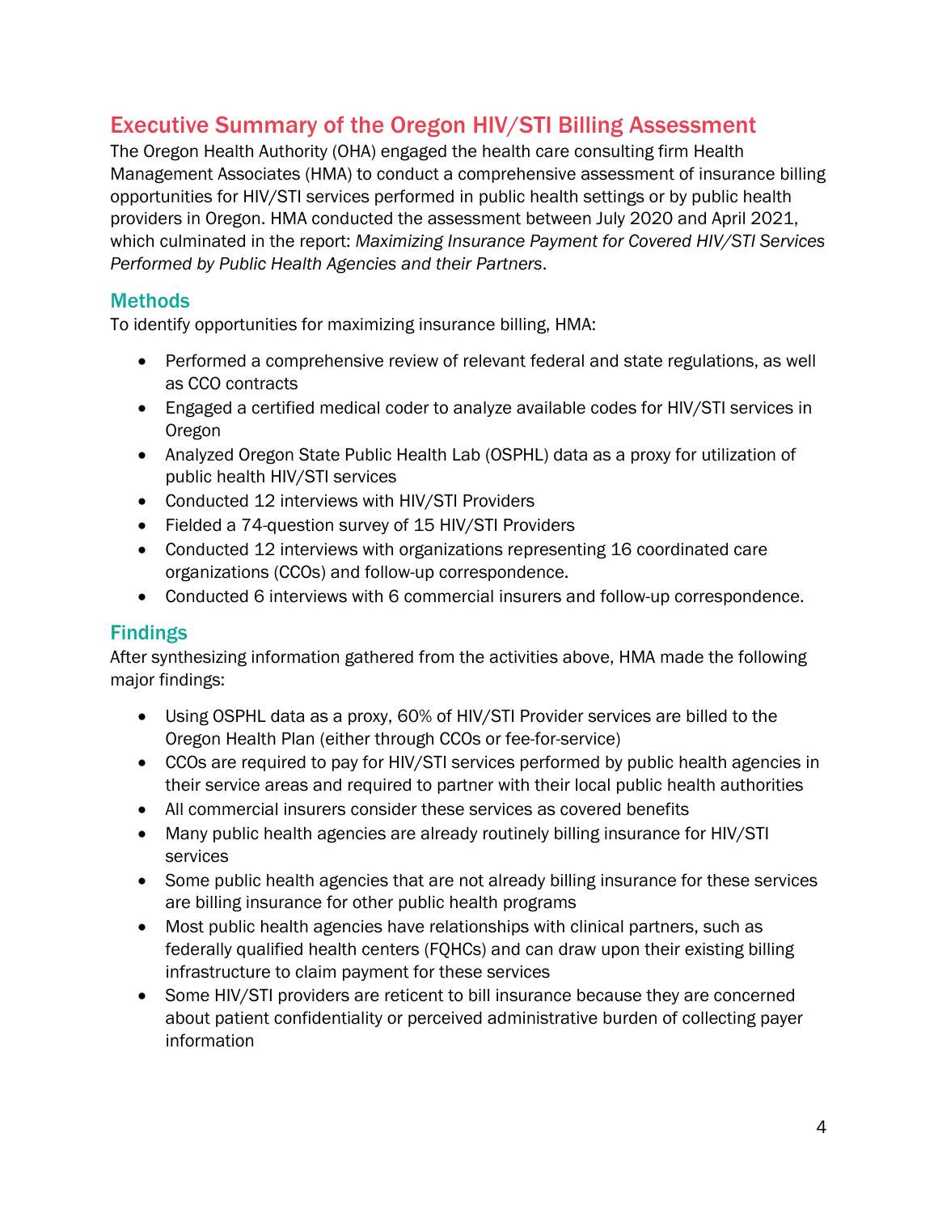# Executive Summary of the Oregon HIV/STI Billing Assessment

The Oregon Health Authority (OHA) engaged the health care consulting firm Health Management Associates (HMA) to conduct a comprehensive assessment of insurance billing opportunities for HIV/STI services performed in public health settings or by public health providers in Oregon. HMA conducted the assessment between July 2020 and April 2021, which culminated in the report: *Maximizing Insurance Payment for Covered HIV/STI Services Performed by Public Health Agencies and their Partners*.

## Methods

To identify opportunities for maximizing insurance billing, HMA:

- Performed a comprehensive review of relevant federal and state regulations, as well as CCO contracts
- Engaged a certified medical coder to analyze available codes for HIV/STI services in Oregon
- Analyzed Oregon State Public Health Lab (OSPHL) data as a proxy for utilization of public health HIV/STI services
- Conducted 12 interviews with HIV/STI Providers
- Fielded a 74-question survey of 15 HIV/STI Providers
- Conducted 12 interviews with organizations representing 16 coordinated care organizations (CCOs) and follow-up correspondence.
- Conducted 6 interviews with 6 commercial insurers and follow-up correspondence.

## Findings

After synthesizing information gathered from the activities above, HMA made the following major findings:

- Using OSPHL data as a proxy, 60% of HIV/STI Provider services are billed to the Oregon Health Plan (either through CCOs or fee-for-service)
- CCOs are required to pay for HIV/STI services performed by public health agencies in their service areas and required to partner with their local public health authorities
- All commercial insurers consider these services as covered benefits
- Many public health agencies are already routinely billing insurance for HIV/STI services
- Some public health agencies that are not already billing insurance for these services are billing insurance for other public health programs
- Most public health agencies have relationships with clinical partners, such as federally qualified health centers (FQHCs) and can draw upon their existing billing infrastructure to claim payment for these services
- Some HIV/STI providers are reticent to bill insurance because they are concerned about patient confidentiality or perceived administrative burden of collecting payer information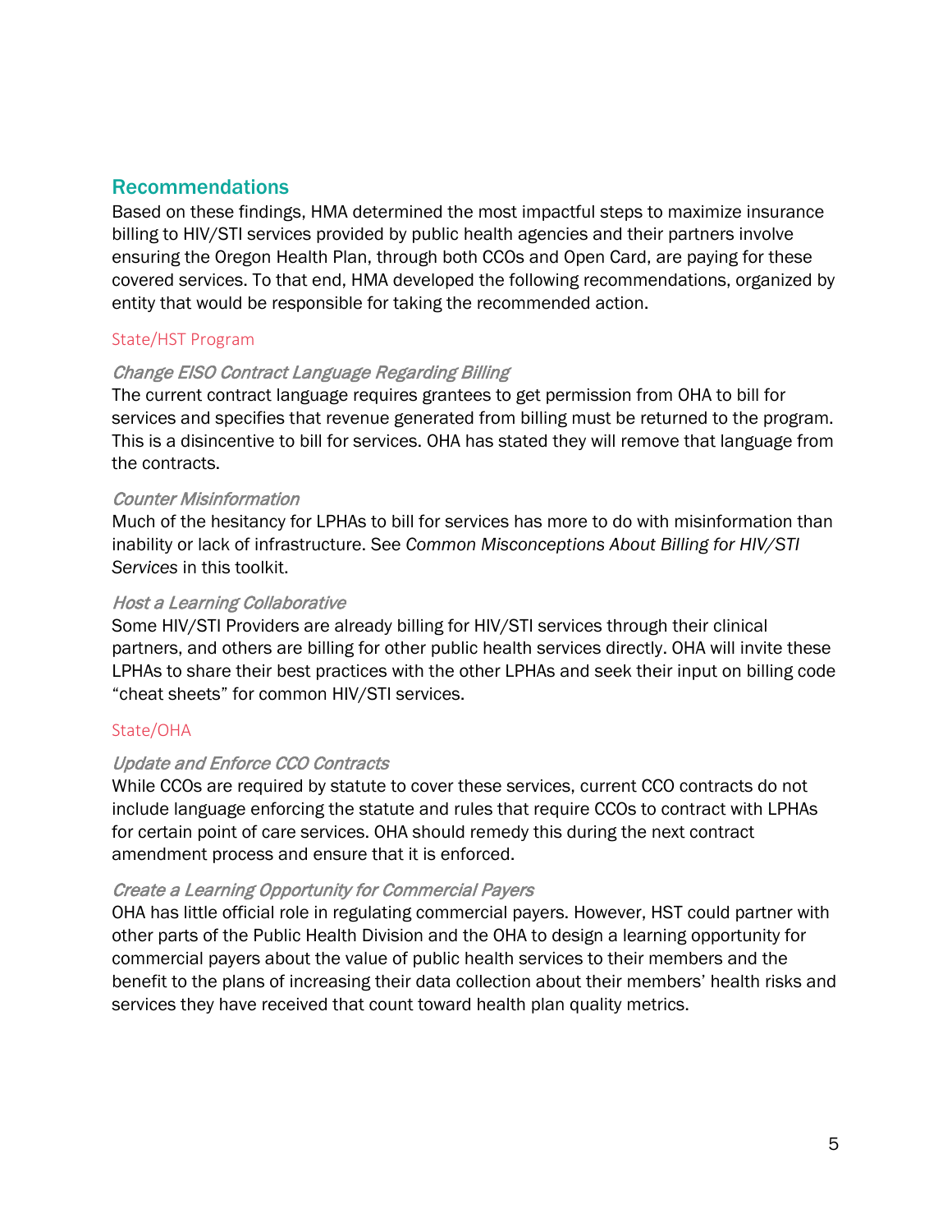## Recommendations

Based on these findings, HMA determined the most impactful steps to maximize insurance billing to HIV/STI services provided by public health agencies and their partners involve ensuring the Oregon Health Plan, through both CCOs and Open Card, are paying for these covered services. To that end, HMA developed the following recommendations, organized by entity that would be responsible for taking the recommended action.

### State/HST Program

#### *Change EISO Contract Language Regarding Billing*

The current contract language requires grantees to get permission from OHA to bill for services and specifies that revenue generated from billing must be returned to the program. This is a disincentive to bill for services. OHA has stated they will remove that language from the contracts.

#### *Counter Misinformation*

Much of the hesitancy for LPHAs to bill for services has more to do with misinformation than inability or lack of infrastructure. See *Common Misconceptions About Billing for HIV/STI Services* in this toolkit.

#### *Host a Learning Collaborative*

Some HIV/STI Providers are already billing for HIV/STI services through their clinical partners, and others are billing for other public health services directly. OHA will invite these LPHAs to share their best practices with the other LPHAs and seek their input on billing code "cheat sheets" for common HIV/STI services.

### State/OHA

#### *Update and Enforce CCO Contracts*

While CCOs are required by statute to cover these services, current CCO contracts do not include language enforcing the statute and rules that require CCOs to contract with LPHAs for certain point of care services. OHA should remedy this during the next contract amendment process and ensure that it is enforced.

#### *Create a Learning Opportunity for Commercial Payers*

OHA has little official role in regulating commercial payers. However, HST could partner with other parts of the Public Health Division and the OHA to design a learning opportunity for commercial payers about the value of public health services to their members and the benefit to the plans of increasing their data collection about their members' health risks and services they have received that count toward health plan quality metrics.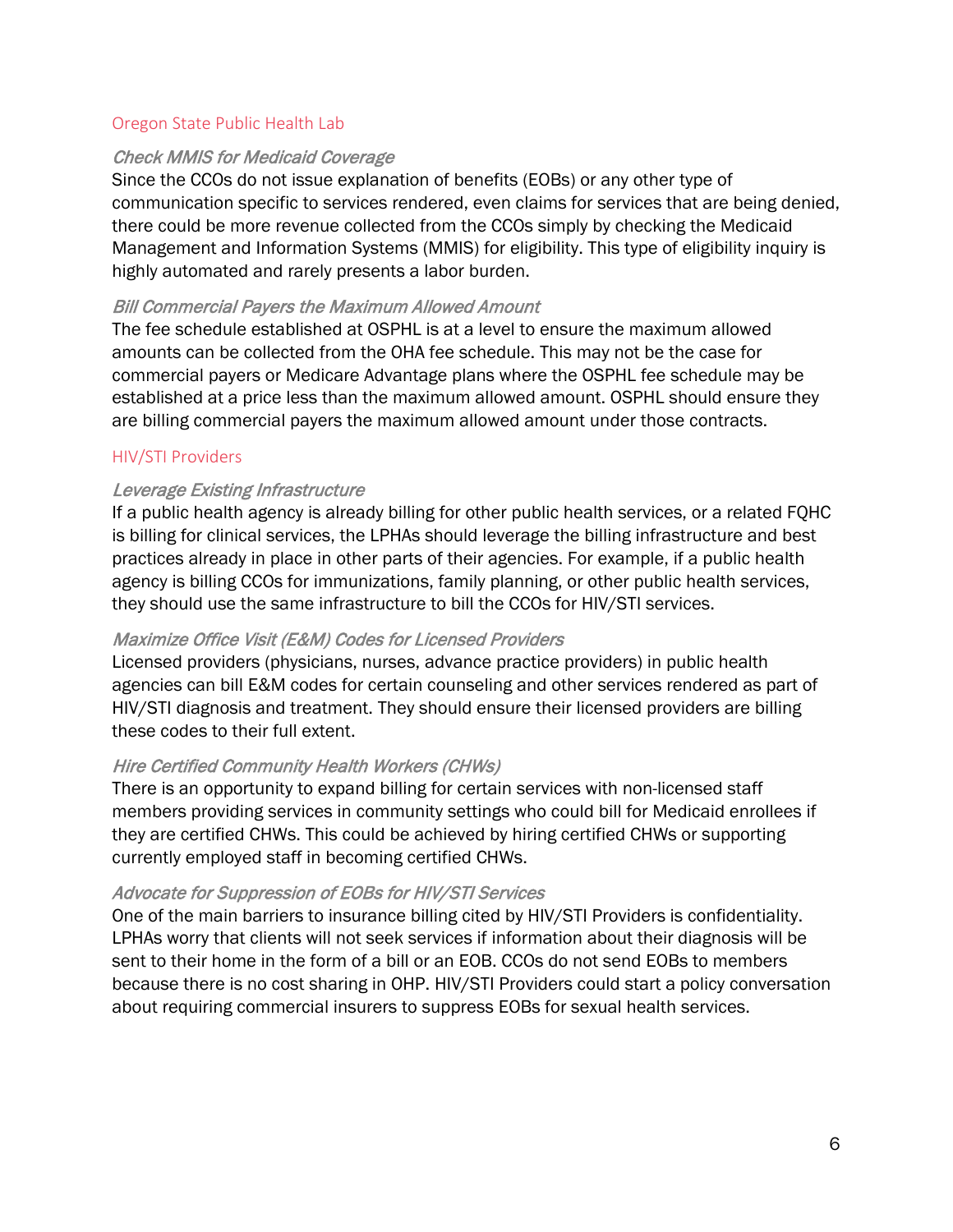### Oregon State Public Health Lab

#### *Check MMIS for Medicaid Coverage*

Since the CCOs do not issue explanation of benefits (EOBs) or any other type of communication specific to services rendered, even claims for services that are being denied, there could be more revenue collected from the CCOs simply by checking the Medicaid Management and Information Systems (MMIS) for eligibility. This type of eligibility inquiry is highly automated and rarely presents a labor burden.

#### *Bill Commercial Payers the Maximum Allowed Amount*

The fee schedule established at OSPHL is at a level to ensure the maximum allowed amounts can be collected from the OHA fee schedule. This may not be the case for commercial payers or Medicare Advantage plans where the OSPHL fee schedule may be established at a price less than the maximum allowed amount. OSPHL should ensure they are billing commercial payers the maximum allowed amount under those contracts.

### HIV/STI Providers

#### *Leverage Existing Infrastructure*

If a public health agency is already billing for other public health services, or a related FQHC is billing for clinical services, the LPHAs should leverage the billing infrastructure and best practices already in place in other parts of their agencies. For example, if a public health agency is billing CCOs for immunizations, family planning, or other public health services, they should use the same infrastructure to bill the CCOs for HIV/STI services.

#### *Maximize Office Visit (E&M) Codes for Licensed Providers*

Licensed providers (physicians, nurses, advance practice providers) in public health agencies can bill E&M codes for certain counseling and other services rendered as part of HIV/STI diagnosis and treatment. They should ensure their licensed providers are billing these codes to their full extent.

#### *Hire Certified Community Health Workers (CHWs)*

There is an opportunity to expand billing for certain services with non-licensed staff members providing services in community settings who could bill for Medicaid enrollees if they are certified CHWs. This could be achieved by hiring certified CHWs or supporting currently employed staff in becoming certified CHWs.

#### *Advocate for Suppression of EOBs for HIV/STI Services*

One of the main barriers to insurance billing cited by HIV/STI Providers is confidentiality. LPHAs worry that clients will not seek services if information about their diagnosis will be sent to their home in the form of a bill or an EOB. CCOs do not send EOBs to members because there is no cost sharing in OHP. HIV/STI Providers could start a policy conversation about requiring commercial insurers to suppress EOBs for sexual health services.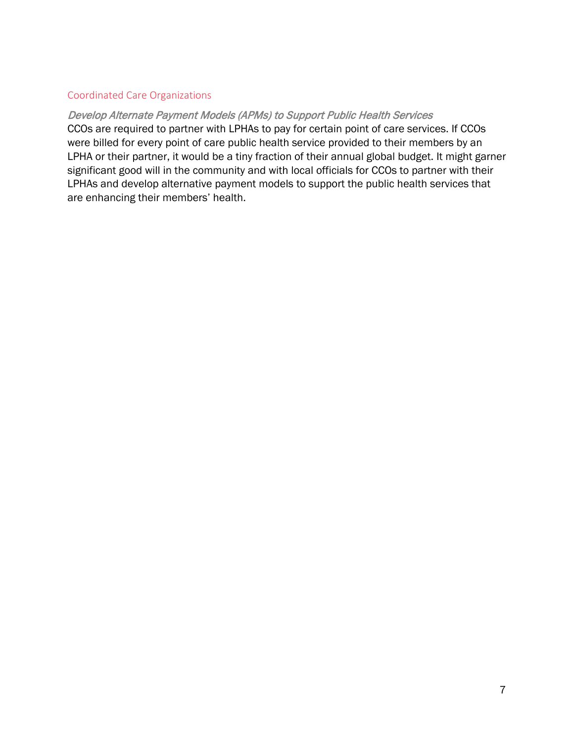## Coordinated Care Organizations

### *Develop Alternate Payment Models (APMs) to Support Public Health Services*

CCOs are required to partner with LPHAs to pay for certain point of care services. If CCOs were billed for every point of care public health service provided to their members by an LPHA or their partner, it would be a tiny fraction of their annual global budget. It might garner significant good will in the community and with local officials for CCOs to partner with their LPHAs and develop alternative payment models to support the public health services that are enhancing their members' health.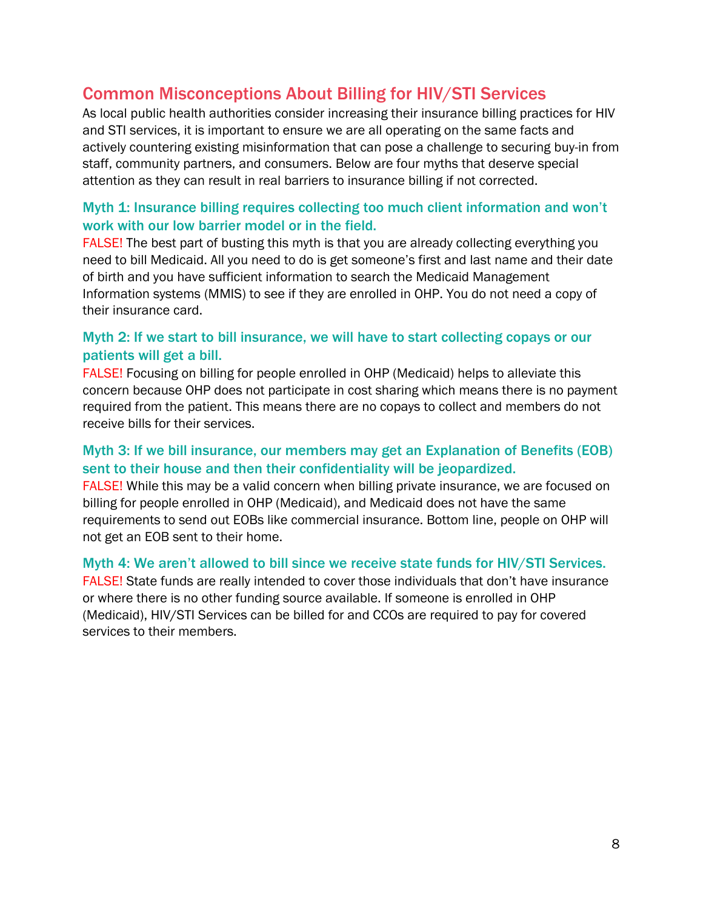## Common Misconceptions About Billing for HIV/STI Services

As local public health authorities consider increasing their insurance billing practices for HIV and STI services, it is important to ensure we are all operating on the same facts and actively countering existing misinformation that can pose a challenge to securing buy-in from staff, community partners, and consumers. Below are four myths that deserve special attention as they can result in real barriers to insurance billing if not corrected.

### Myth 1: Insurance billing requires collecting too much client information and won't work with our low barrier model or in the field.

FALSE! The best part of busting this myth is that you are already collecting everything you need to bill Medicaid. All you need to do is get someone's first and last name and their date of birth and you have sufficient information to search the Medicaid Management Information systems (MMIS) to see if they are enrolled in OHP. You do not need a copy of their insurance card.

### Myth 2: If we start to bill insurance, we will have to start collecting copays or our patients will get a bill.

FALSE! Focusing on billing for people enrolled in OHP (Medicaid) helps to alleviate this concern because OHP does not participate in cost sharing which means there is no payment required from the patient. This means there are no copays to collect and members do not receive bills for their services.

### Myth 3: If we bill insurance, our members may get an Explanation of Benefits (EOB) sent to their house and then their confidentiality will be jeopardized.

FALSE! While this may be a valid concern when billing private insurance, we are focused on billing for people enrolled in OHP (Medicaid), and Medicaid does not have the same requirements to send out EOBs like commercial insurance. Bottom line, people on OHP will not get an EOB sent to their home.

### Myth 4: We aren't allowed to bill since we receive state funds for HIV/STI Services.

FALSE! State funds are really intended to cover those individuals that don't have insurance or where there is no other funding source available. If someone is enrolled in OHP (Medicaid), HIV/STI Services can be billed for and CCOs are required to pay for covered services to their members.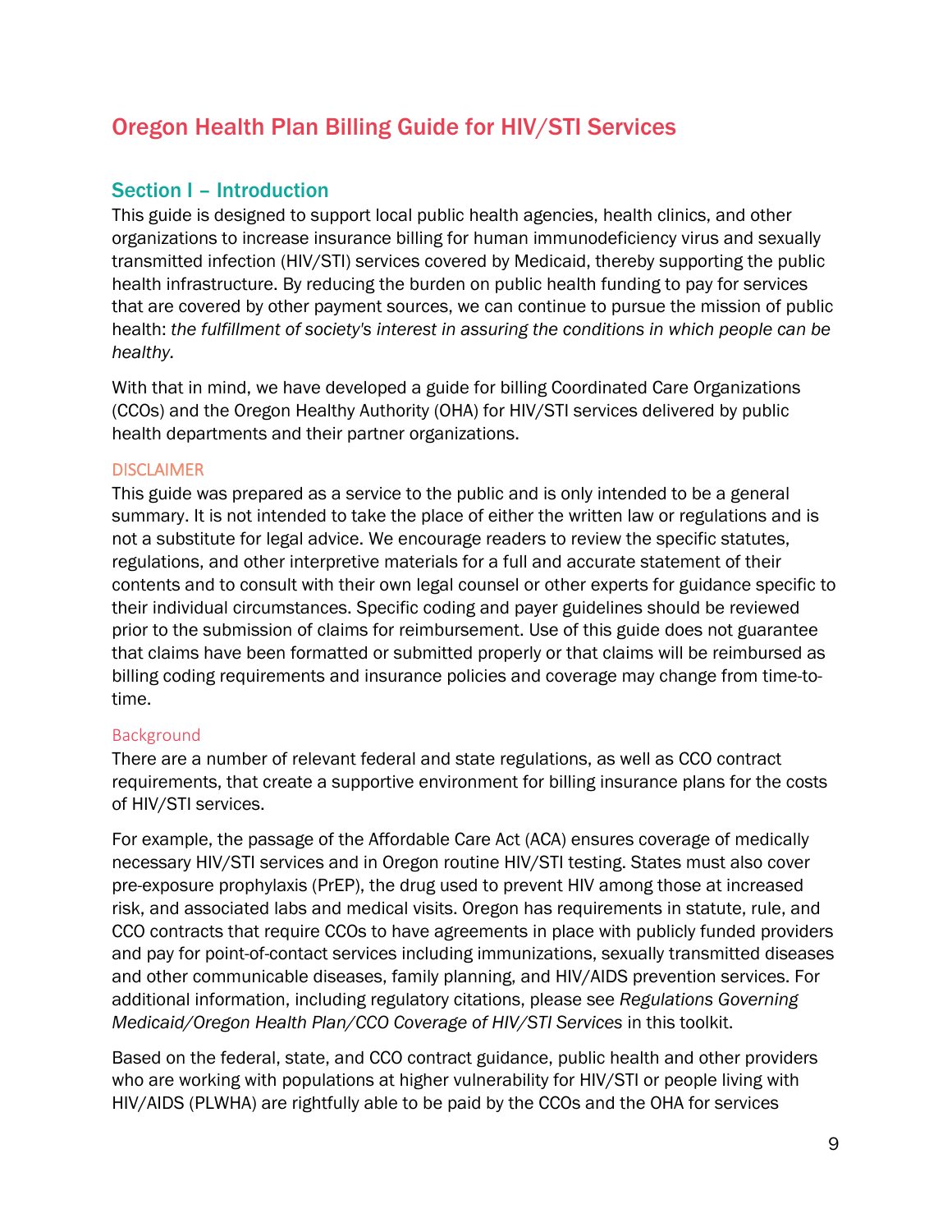# Oregon Health Plan Billing Guide for HIV/STI Services

## Section I – Introduction

This guide is designed to support local public health agencies, health clinics, and other organizations to increase insurance billing for human immunodeficiency virus and sexually transmitted infection (HIV/STI) services covered by Medicaid, thereby supporting the public health infrastructure. By reducing the burden on public health funding to pay for services that are covered by other payment sources, we can continue to pursue the mission of public health: *the fulfillment of society's interest in assuring the conditions in which people can be healthy.*

With that in mind, we have developed a guide for billing Coordinated Care Organizations (CCOs) and the Oregon Healthy Authority (OHA) for HIV/STI services delivered by public health departments and their partner organizations.

### DISCLAIMER

This guide was prepared as a service to the public and is only intended to be a general summary. It is not intended to take the place of either the written law or regulations and is not a substitute for legal advice. We encourage readers to review the specific statutes, regulations, and other interpretive materials for a full and accurate statement of their contents and to consult with their own legal counsel or other experts for guidance specific to their individual circumstances. Specific coding and payer guidelines should be reviewed prior to the submission of claims for reimbursement. Use of this guide does not guarantee that claims have been formatted or submitted properly or that claims will be reimbursed as billing coding requirements and insurance policies and coverage may change from time-to-time.

### Background

There are a number of relevant federal and state regulations, as well as CCO contract requirements, that create a supportive environment for billing insurance plans for the costs of HIV/STI services.

For example, the passage of the Affordable Care Act (ACA) ensures coverage of medically necessary HIV/STI services and in Oregon routine HIV/STI testing. States must also cover pre-exposure prophylaxis (PrEP), the drug used to prevent HIV among those at increased risk, and associated labs and medical visits. Oregon has requirements in statute, rule, and CCO contracts that require CCOs to have agreements in place with publicly funded providers and pay for point-of-contact services including immunizations, sexually transmitted diseases and other communicable diseases, family planning, and HIV/AIDS prevention services. For additional information, including regulatory citations, please see *Regulations Governing Medicaid/Oregon Health Plan/CCO Coverage of HIV/STI Services* in this toolkit.

Based on the federal, state, and CCO contract guidance, public health and other providers who are working with populations at higher vulnerability for HIV/STI or people living with HIV/AIDS (PLWHA) are rightfully able to be paid by the CCOs and the OHA for services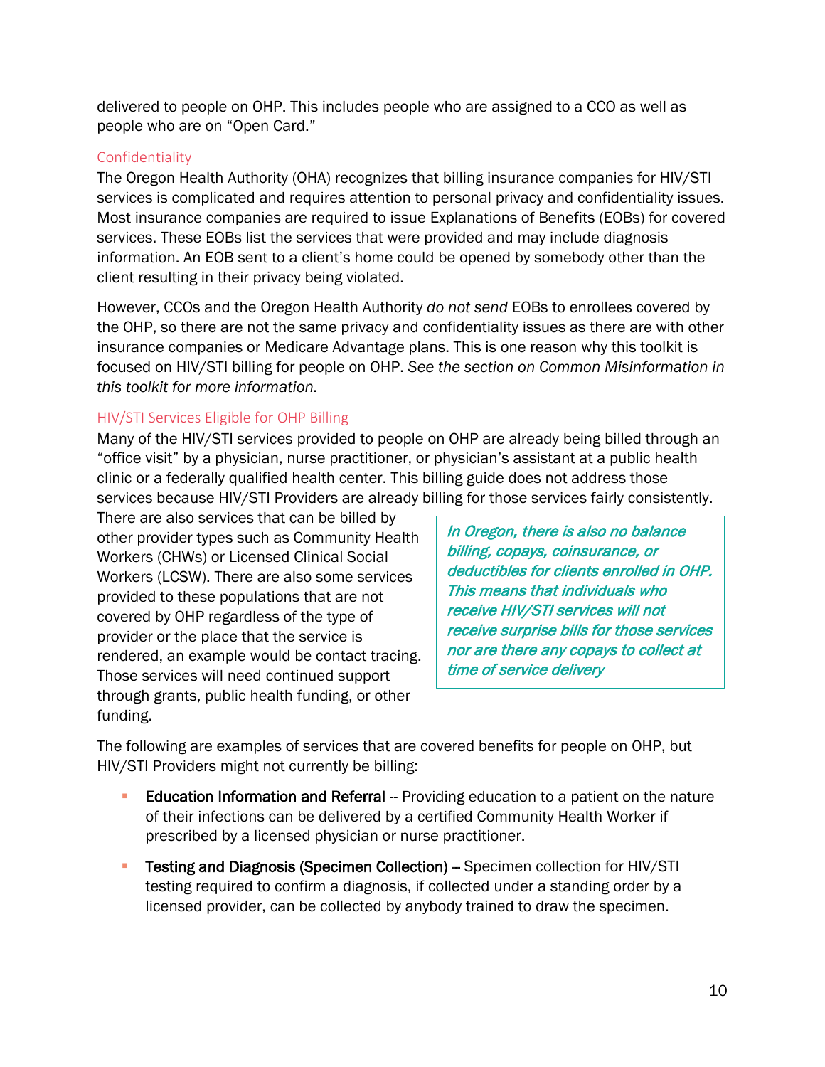delivered to people on OHP. This includes people who are assigned to a CCO as well as people who are on "Open Card."

### Confidentiality

The Oregon Health Authority (OHA) recognizes that billing insurance companies for HIV/STI services is complicated and requires attention to personal privacy and confidentiality issues. Most insurance companies are required to issue Explanations of Benefits (EOBs) for covered services. These EOBs list the services that were provided and may include diagnosis information. An EOB sent to a client's home could be opened by somebody other than the client resulting in their privacy being violated.

However, CCOs and the Oregon Health Authority *do not send* EOBs to enrollees covered by the OHP, so there are not the same privacy and confidentiality issues as there are with other insurance companies or Medicare Advantage plans. This is one reason why this toolkit is focused on HIV/STI billing for people on OHP. *See the section on Common Misinformation in this toolkit for more information.*

### HIV/STI Services Eligible for OHP Billing

Many of the HIV/STI services provided to people on OHP are already being billed through an "office visit" by a physician, nurse practitioner, or physician's assistant at a public health clinic or a federally qualified health center. This billing guide does not address those services because HIV/STI Providers are already billing for those services fairly consistently. There are also services that can be billed by other provider types such as Community Health Workers (CHWs) or Licensed Clinical Social Workers (LCSW). There are also some services provided to these populations that are not covered by OHP regardless of the type of provider or the place that the service is rendered, an example would be contact tracing. Those services will need continued support through grants, public health funding, or other funding.

> *In Oregon, there is also no balance billing, copays, coinsurance, or deductibles for clients enrolled in OHP. This means that individuals who receive HIV/STI services will not receive surprise bills for those services nor are there any copays to collect at time of service delivery*

The following are examples of services that are covered benefits for people on OHP, but HIV/STI Providers might not currently be billing:

- **Education Information and Referral** -- Providing education to a patient on the nature of their infections can be delivered by a certified Community Health Worker if prescribed by a licensed physician or nurse practitioner.
- **Testing and Diagnosis (Specimen Collection) –** Specimen collection for HIV/STI testing required to confirm a diagnosis, if collected under a standing order by a licensed provider, can be collected by anybody trained to draw the specimen.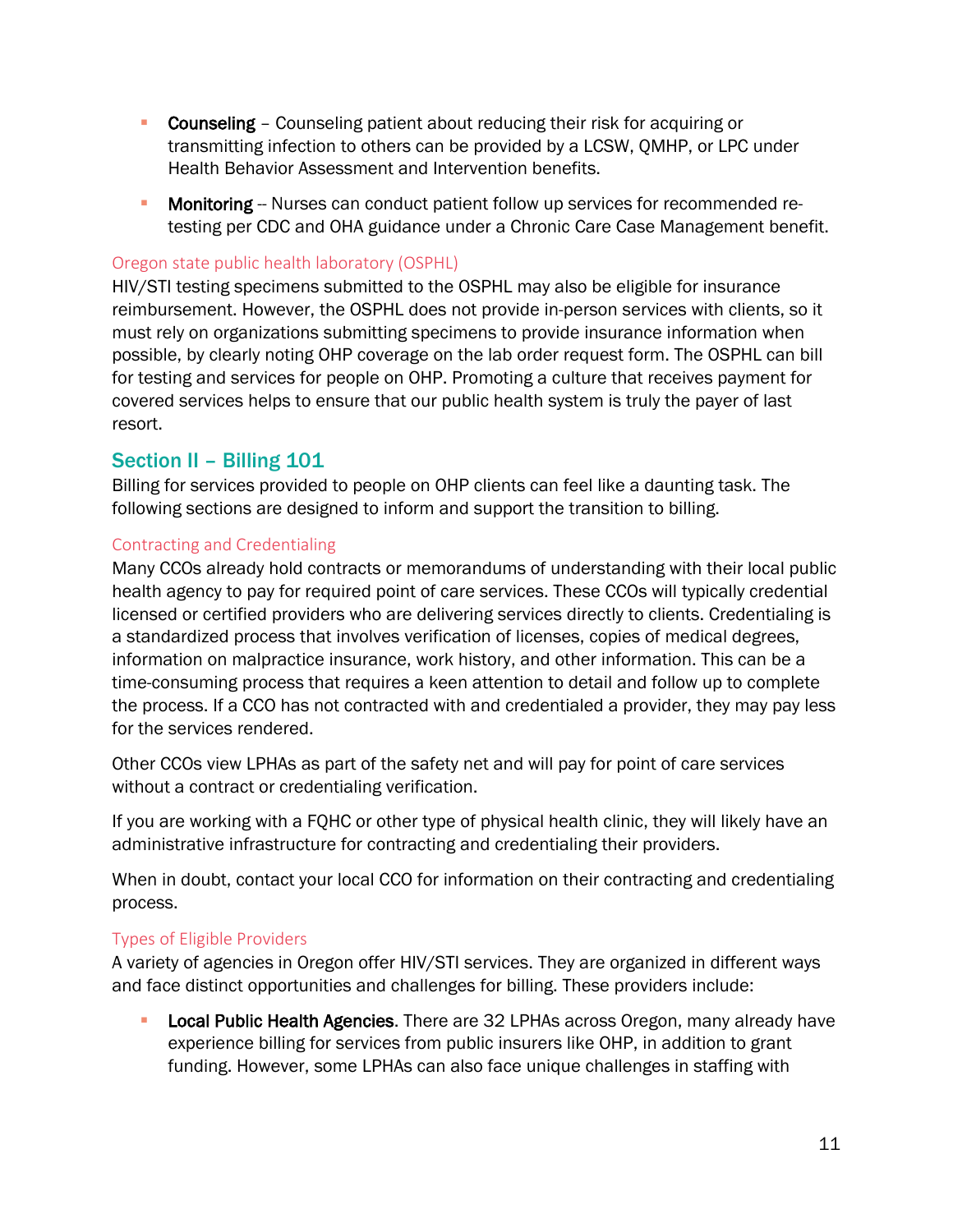- **Counseling** – Counseling patient about reducing their risk for acquiring or transmitting infection to others can be provided by a LCSW, QMHP, or LPC under Health Behavior Assessment and Intervention benefits.
- **Monitoring** -- Nurses can conduct patient follow up services for recommended re-testing per CDC and OHA guidance under a Chronic Care Case Management benefit.

### Oregon state public health laboratory (OSPHL)

HIV/STI testing specimens submitted to the OSPHL may also be eligible for insurance reimbursement. However, the OSPHL does not provide in-person services with clients, so it must rely on organizations submitting specimens to provide insurance information when possible, by clearly noting OHP coverage on the lab order request form. The OSPHL can bill for testing and services for people on OHP. Promoting a culture that receives payment for covered services helps to ensure that our public health system is truly the payer of last resort.

## Section II – Billing 101

Billing for services provided to people on OHP clients can feel like a daunting task. The following sections are designed to inform and support the transition to billing.

### Contracting and Credentialing

Many CCOs already hold contracts or memorandums of understanding with their local public health agency to pay for required point of care services. These CCOs will typically credential licensed or certified providers who are delivering services directly to clients. Credentialing is a standardized process that involves verification of licenses, copies of medical degrees, information on malpractice insurance, work history, and other information. This can be a time-consuming process that requires a keen attention to detail and follow up to complete the process. If a CCO has not contracted with and credentialed a provider, they may pay less for the services rendered.

Other CCOs view LPHAs as part of the safety net and will pay for point of care services without a contract or credentialing verification.

If you are working with a FQHC or other type of physical health clinic, they will likely have an administrative infrastructure for contracting and credentialing their providers.

When in doubt, contact your local CCO for information on their contracting and credentialing process.

### Types of Eligible Providers

A variety of agencies in Oregon offer HIV/STI services. They are organized in different ways and face distinct opportunities and challenges for billing. These providers include:

- **Local Public Health Agencies**. There are 32 LPHAs across Oregon, many already have experience billing for services from public insurers like OHP, in addition to grant funding. However, some LPHAs can also face unique challenges in staffing with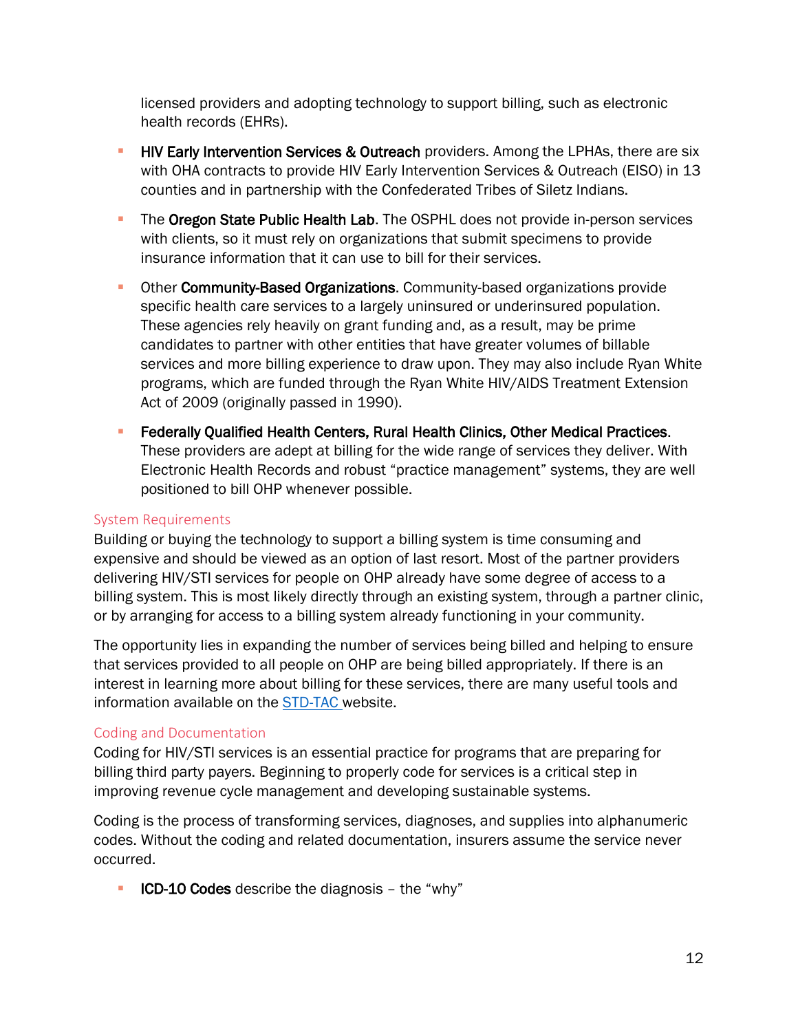licensed providers and adopting technology to support billing, such as electronic health records (EHRs).

- **HIV Early Intervention Services & Outreach** providers. Among the LPHAs, there are six with OHA contracts to provide HIV Early Intervention Services & Outreach (EISO) in 13 counties and in partnership with the Confederated Tribes of Siletz Indians.
- The **Oregon State Public Health Lab**. The OSPHL does not provide in-person services with clients, so it must rely on organizations that submit specimens to provide insurance information that it can use to bill for their services.
- Other **Community-Based Organizations**. Community-based organizations provide specific health care services to a largely uninsured or underinsured population. These agencies rely heavily on grant funding and, as a result, may be prime candidates to partner with other entities that have greater volumes of billable services and more billing experience to draw upon. They may also include Ryan White programs, which are funded through the Ryan White HIV/AIDS Treatment Extension Act of 2009 (originally passed in 1990).
- **Federally Qualified Health Centers, Rural Health Clinics, Other Medical Practices**. These providers are adept at billing for the wide range of services they deliver. With Electronic Health Records and robust "practice management" systems, they are well positioned to bill OHP whenever possible.

### System Requirements

Building or buying the technology to support a billing system is time consuming and expensive and should be viewed as an option of last resort. Most of the partner providers delivering HIV/STI services for people on OHP already have some degree of access to a billing system. This is most likely directly through an existing system, through a partner clinic, or by arranging for access to a billing system already functioning in your community.

The opportunity lies in expanding the number of services being billed and helping to ensure that services provided to all people on OHP are being billed appropriately. If there is an interest in learning more about billing for these services, there are many useful tools and information available on the STD-TAC website.

### Coding and Documentation

Coding for HIV/STI services is an essential practice for programs that are preparing for billing third party payers. Beginning to properly code for services is a critical step in improving revenue cycle management and developing sustainable systems.

Coding is the process of transforming services, diagnoses, and supplies into alphanumeric codes. Without the coding and related documentation, insurers assume the service never occurred.

- **ICD-10 Codes** describe the diagnosis – the "why"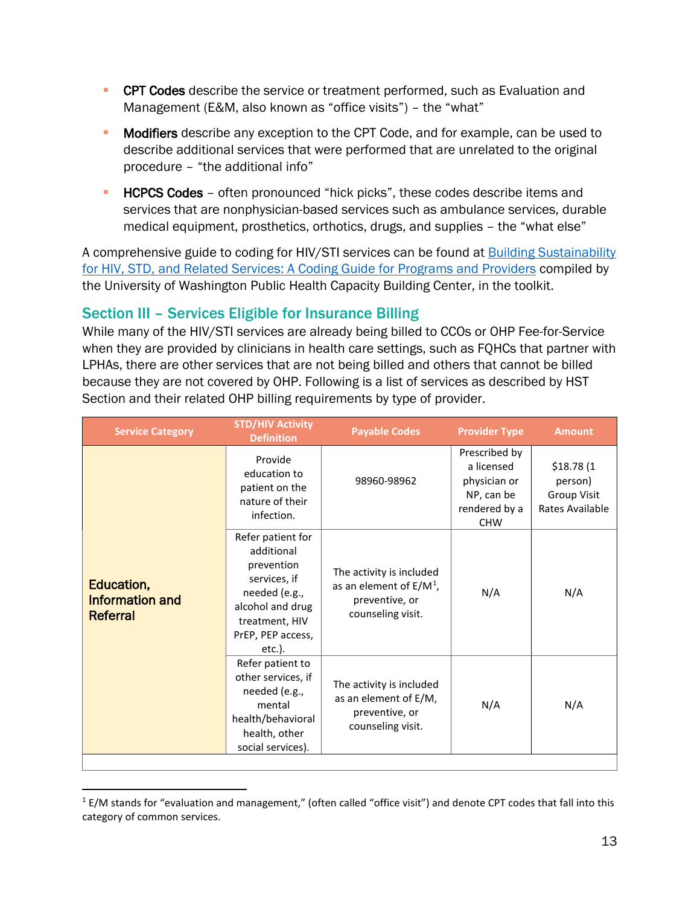- **CPT Codes** describe the service or treatment performed, such as Evaluation and Management (E&M, also known as “office visits”) – the “what”
- **Modifiers** describe any exception to the CPT Code, and for example, can be used to describe additional services that were performed that are unrelated to the original procedure – “the additional info”
- **HCPCS Codes** – often pronounced “hick picks”, these codes describe items and services that are nonphysician-based services such as ambulance services, durable medical equipment, prosthetics, orthotics, drugs, and supplies – the “what else”

A comprehensive guide to coding for HIV/STI services can be found at [Building Sustainability for HIV, STD, and Related Services: A Coding Guide for Programs and Providers](#) compiled by the University of Washington Public Health Capacity Building Center, in the toolkit.

## Section III – Services Eligible for Insurance Billing

While many of the HIV/STI services are already being billed to CCOs or OHP Fee-for-Service when they are provided by clinicians in health care settings, such as FQHCs that partner with LPHAs, there are other services that are not being billed and others that cannot be billed because they are not covered by OHP. Following is a list of services as described by HST Section and their related OHP billing requirements by type of provider.

| Service Category | STD/HIV Activity Definition | Payable Codes | Provider Type | Amount |
|---|---|---|---|---|
| **Education, Information and Referral** | Provide education to patient on the nature of their infection. | 98960-98962 | Prescribed by a licensed physician or NP, can be rendered by a CHW | $18.78 (1 person) Group Visit Rates Available |
| | Refer patient for additional prevention services, if needed (e.g., alcohol and drug treatment, HIV PrEP, PEP access, etc.). | The activity is included as an element of E/M[1], preventive, or counseling visit. | N/A | N/A |
| | Refer patient to other services, if needed (e.g., mental health/behavioral health, other social services). | The activity is included as an element of E/M, preventive, or counseling visit. | N/A | N/A |

[1] E/M stands for “evaluation and management,” (often called “office visit”) and denote CPT codes that fall into this category of common services.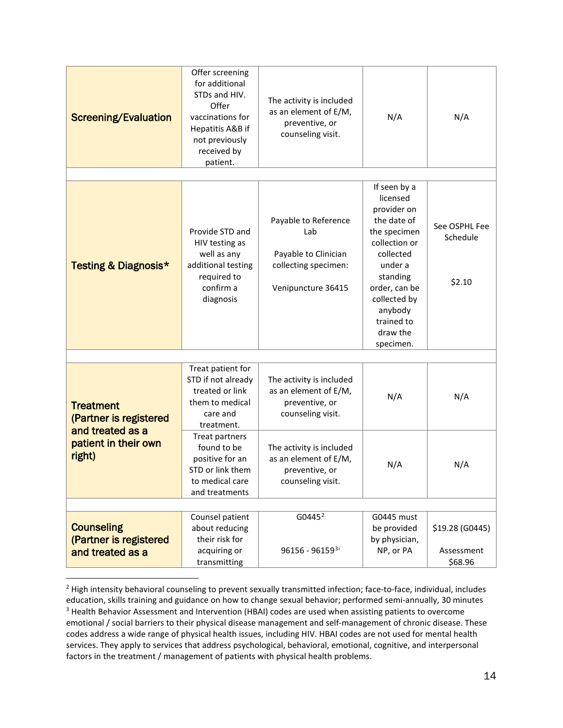| | | | | |
|---|---|---|---|---|
| **Screening/Evaluation** | Offer screening for additional STDs and HIV. Offer vaccinations for Hepatitis A&B if not previously received by patient. | The activity is included as an element of E/M, preventive, or counseling visit. | N/A | N/A |
| | | | | |
| **Testing & Diagnosis*** | Provide STD and HIV testing as well as any additional testing required to confirm a diagnosis | Payable to Reference Lab<br><br>Payable to Clinician collecting specimen:<br><br>Venipuncture 36415 | If seen by a licensed provider on the date of the specimen collection or collected under a standing order, can be collected by anybody trained to draw the specimen. | See OSPHL Fee Schedule<br><br>$2.10 |
| | | | | |
| **Treatment (Partner is registered and treated as a patient in their own right)** | Treat patient for STD if not already treated or link them to medical care and treatment. | The activity is included as an element of E/M, preventive, or counseling visit. | N/A | N/A |
| | Treat partners found to be positive for an STD or link them to medical care and treatments | The activity is included as an element of E/M, preventive, or counseling visit. | N/A | N/A |
| | | | | |
| **Counseling (Partner is registered and treated as a** | Counsel patient about reducing their risk for acquiring or transmitting | G0445[2]<br><br>96156 - 96159[3i] | G0445 must be provided by physician, NP, or PA | $19.28 (G0445)<br><br>Assessment $68.96 |

[2] High intensity behavioral counseling to prevent sexually transmitted infection; face-to-face, individual, includes education, skills training and guidance on how to change sexual behavior; performed semi-annually, 30 minutes

[3] Health Behavior Assessment and Intervention (HBAI) codes are used when assisting patients to overcome emotional / social barriers to their physical disease management and self-management of chronic disease. These codes address a wide range of physical health issues, including HIV. HBAI codes are not used for mental health services. They apply to services that address psychological, behavioral, emotional, cognitive, and interpersonal factors in the treatment / management of patients with physical health problems.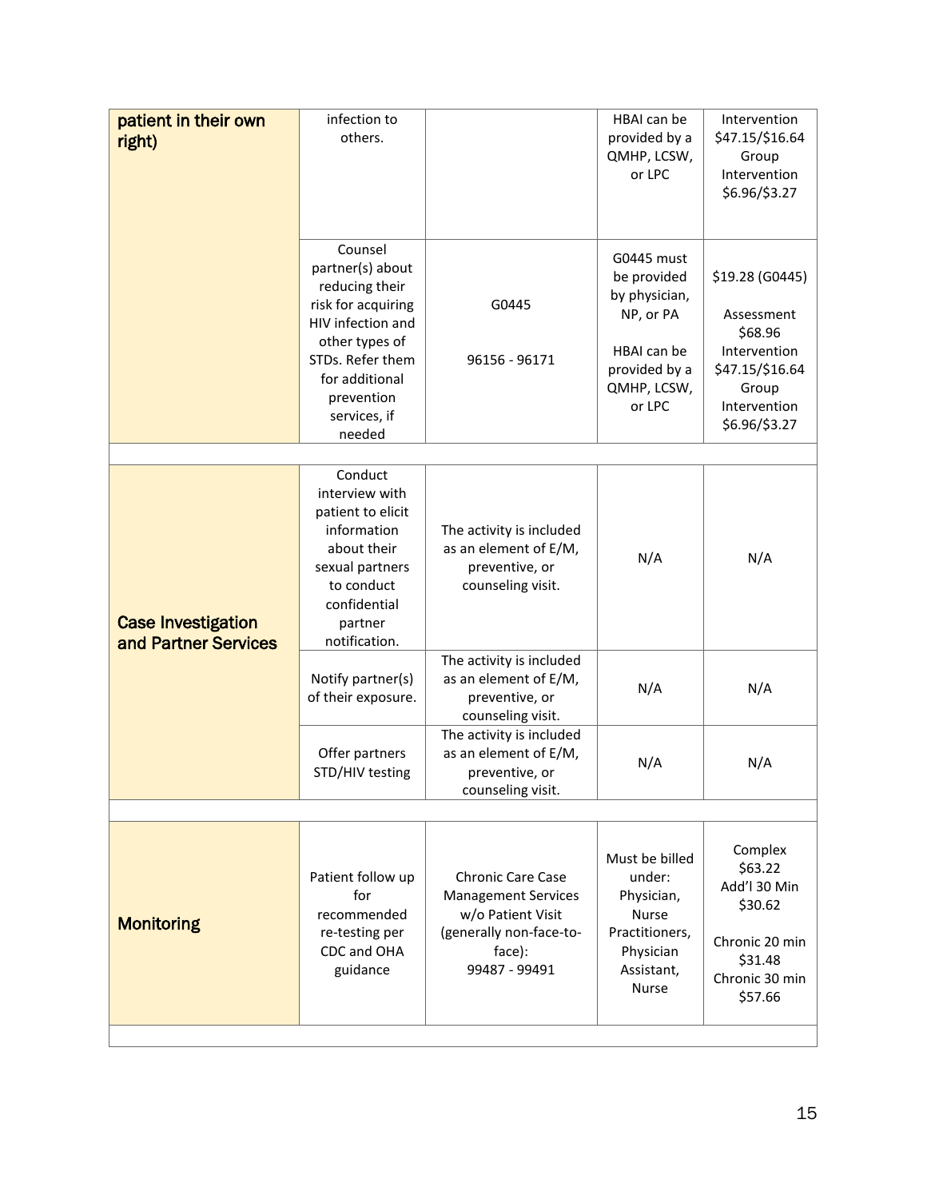| | | | | |
|---|---|---|---|---|
| **patient in their own right)** | infection to others. | | HBAI can be provided by a QMHP, LCSW, or LPC | Intervention $47.15/$16.64 Group Intervention $6.96/$3.27 |
| | Counsel partner(s) about reducing their risk for acquiring HIV infection and other types of STDs. Refer them for additional prevention services, if needed | G0445<br><br>96156 - 96171 | G0445 must be provided by physician, NP, or PA<br><br>HBAI can be provided by a QMHP, LCSW, or LPC | $19.28 (G0445)<br><br>Assessment $68.96 Intervention $47.15/$16.64 Group Intervention $6.96/$3.27 |
| | | | | |
| **Case Investigation and Partner Services** | Conduct interview with patient to elicit information about their sexual partners to conduct confidential partner notification. | The activity is included as an element of E/M, preventive, or counseling visit. | N/A | N/A |
| | Notify partner(s) of their exposure. | The activity is included as an element of E/M, preventive, or counseling visit. | N/A | N/A |
| | Offer partners STD/HIV testing | The activity is included as an element of E/M, preventive, or counseling visit. | N/A | N/A |
| | | | | |
| **Monitoring** | Patient follow up for recommended re-testing per CDC and OHA guidance | Chronic Care Case Management Services w/o Patient Visit (generally non-face-to-face):<br>99487 - 99491 | Must be billed under: Physician, Nurse Practitioners, Physician Assistant, Nurse | Complex $63.22<br>Add'l 30 Min $30.62<br><br>Chronic 20 min $31.48<br>Chronic 30 min $57.66 |
| | | | | |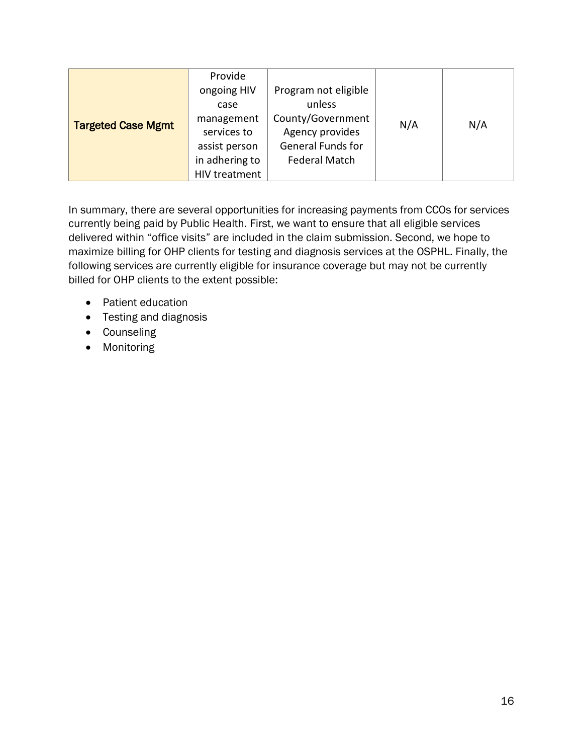| | | | | |
|---|---|---|---|---|
| **Targeted Case Mgmt** | Provide ongoing HIV case management services to assist person in adhering to HIV treatment | Program not eligible unless County/Government Agency provides General Funds for Federal Match | N/A | N/A |

In summary, there are several opportunities for increasing payments from CCOs for services currently being paid by Public Health. First, we want to ensure that all eligible services delivered within "office visits" are included in the claim submission. Second, we hope to maximize billing for OHP clients for testing and diagnosis services at the OSPHL. Finally, the following services are currently eligible for insurance coverage but may not be currently billed for OHP clients to the extent possible:

- Patient education
- Testing and diagnosis
- Counseling
- Monitoring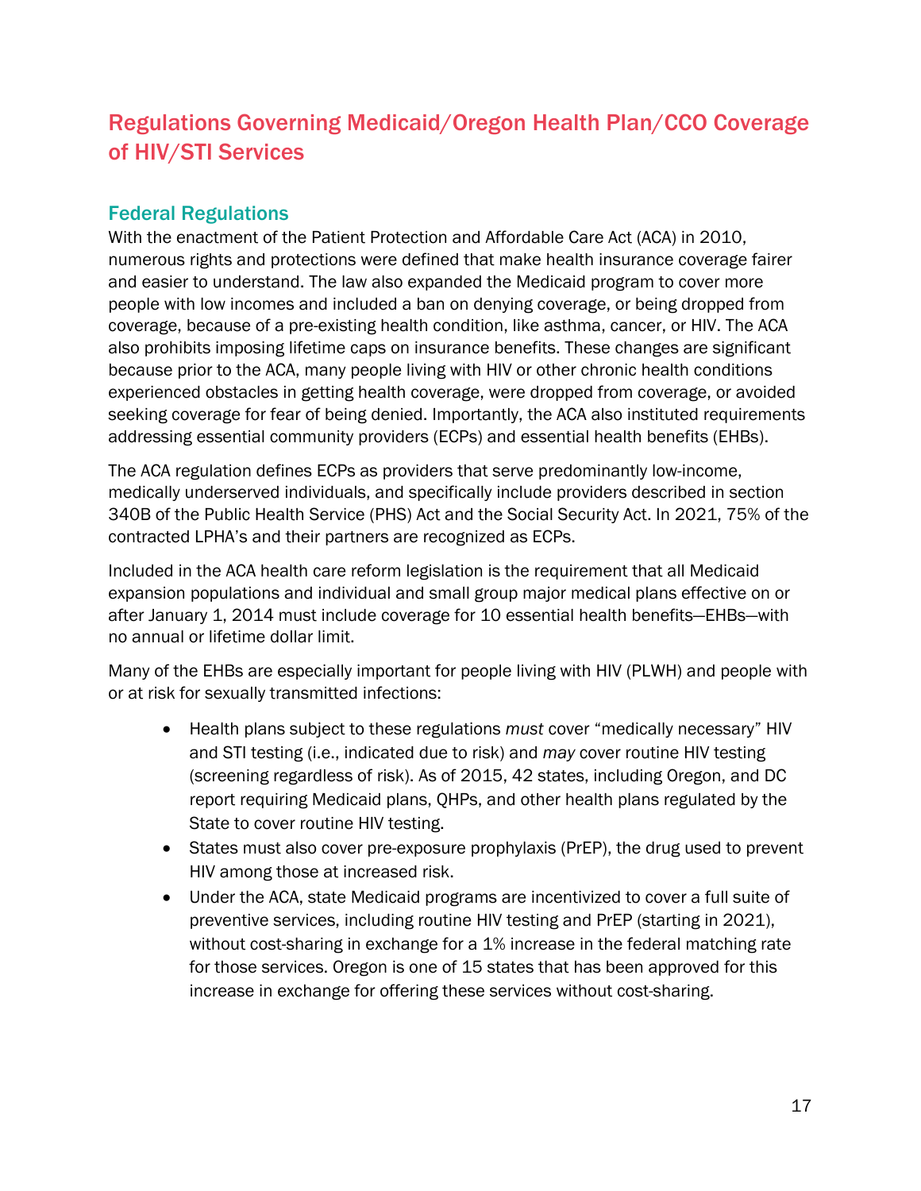## Regulations Governing Medicaid/Oregon Health Plan/CCO Coverage of HIV/STI Services

### Federal Regulations

With the enactment of the Patient Protection and Affordable Care Act (ACA) in 2010, numerous rights and protections were defined that make health insurance coverage fairer and easier to understand. The law also expanded the Medicaid program to cover more people with low incomes and included a ban on denying coverage, or being dropped from coverage, because of a pre-existing health condition, like asthma, cancer, or HIV. The ACA also prohibits imposing lifetime caps on insurance benefits. These changes are significant because prior to the ACA, many people living with HIV or other chronic health conditions experienced obstacles in getting health coverage, were dropped from coverage, or avoided seeking coverage for fear of being denied. Importantly, the ACA also instituted requirements addressing essential community providers (ECPs) and essential health benefits (EHBs).

The ACA regulation defines ECPs as providers that serve predominantly low-income, medically underserved individuals, and specifically include providers described in section 340B of the Public Health Service (PHS) Act and the Social Security Act. In 2021, 75% of the contracted LPHA's and their partners are recognized as ECPs.

Included in the ACA health care reform legislation is the requirement that all Medicaid expansion populations and individual and small group major medical plans effective on or after January 1, 2014 must include coverage for 10 essential health benefits—EHBs—with no annual or lifetime dollar limit.

Many of the EHBs are especially important for people living with HIV (PLWH) and people with or at risk for sexually transmitted infections:

- Health plans subject to these regulations *must* cover "medically necessary" HIV and STI testing (i.e., indicated due to risk) and *may* cover routine HIV testing (screening regardless of risk). As of 2015, 42 states, including Oregon, and DC report requiring Medicaid plans, QHPs, and other health plans regulated by the State to cover routine HIV testing.
- States must also cover pre-exposure prophylaxis (PrEP), the drug used to prevent HIV among those at increased risk.
- Under the ACA, state Medicaid programs are incentivized to cover a full suite of preventive services, including routine HIV testing and PrEP (starting in 2021), without cost-sharing in exchange for a 1% increase in the federal matching rate for those services. Oregon is one of 15 states that has been approved for this increase in exchange for offering these services without cost-sharing.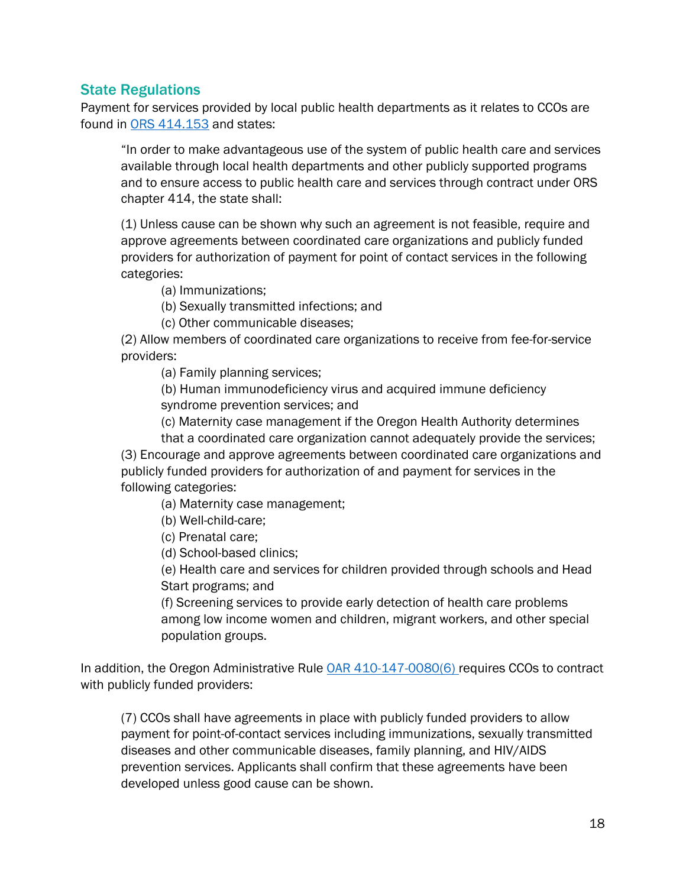## State Regulations

Payment for services provided by local public health departments as it relates to CCOs are found in [ORS 414.153](ORS 414.153) and states:

> "In order to make advantageous use of the system of public health care and services available through local health departments and other publicly supported programs and to ensure access to public health care and services through contract under ORS chapter 414, the state shall:
>
> (1) Unless cause can be shown why such an agreement is not feasible, require and approve agreements between coordinated care organizations and publicly funded providers for authorization of payment for point of contact services in the following categories:
>
> (a) Immunizations;
>
> (b) Sexually transmitted infections; and
>
> (c) Other communicable diseases;
>
> (2) Allow members of coordinated care organizations to receive from fee-for-service providers:
>
> (a) Family planning services;
>
> (b) Human immunodeficiency virus and acquired immune deficiency syndrome prevention services; and
>
> (c) Maternity case management if the Oregon Health Authority determines that a coordinated care organization cannot adequately provide the services;
>
> (3) Encourage and approve agreements between coordinated care organizations and publicly funded providers for authorization of and payment for services in the following categories:
>
> (a) Maternity case management;
>
> (b) Well-child-care;
>
> (c) Prenatal care;
>
> (d) School-based clinics;
>
> (e) Health care and services for children provided through schools and Head Start programs; and
>
> (f) Screening services to provide early detection of health care problems among low income women and children, migrant workers, and other special population groups.

In addition, the Oregon Administrative Rule [OAR 410-147-0080(6)](OAR 410-147-0080(6)) requires CCOs to contract with publicly funded providers:

> (7) CCOs shall have agreements in place with publicly funded providers to allow payment for point-of-contact services including immunizations, sexually transmitted diseases and other communicable diseases, family planning, and HIV/AIDS prevention services. Applicants shall confirm that these agreements have been developed unless good cause can be shown.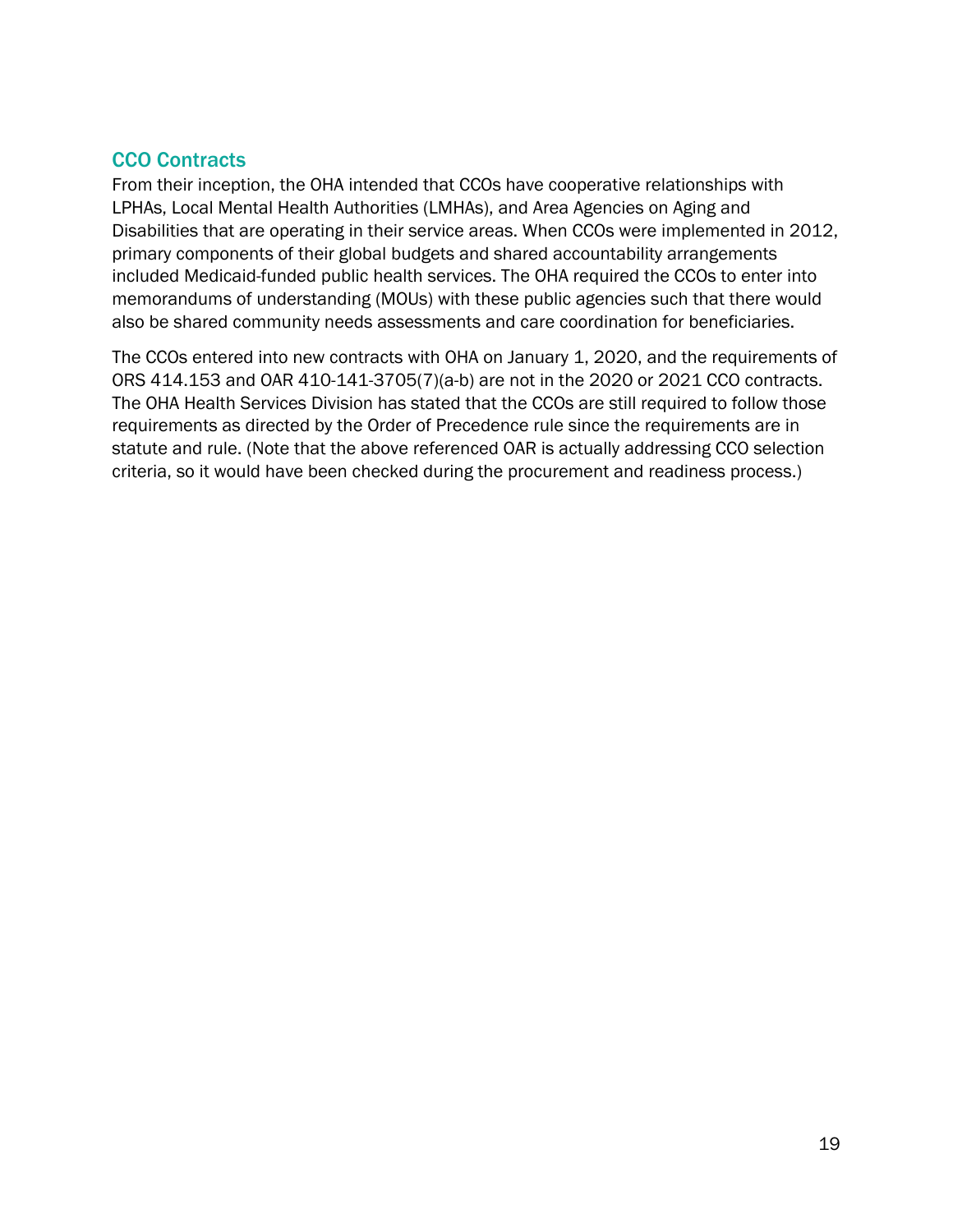## CCO Contracts

From their inception, the OHA intended that CCOs have cooperative relationships with LPHAs, Local Mental Health Authorities (LMHAs), and Area Agencies on Aging and Disabilities that are operating in their service areas. When CCOs were implemented in 2012, primary components of their global budgets and shared accountability arrangements included Medicaid-funded public health services. The OHA required the CCOs to enter into memorandums of understanding (MOUs) with these public agencies such that there would also be shared community needs assessments and care coordination for beneficiaries.

The CCOs entered into new contracts with OHA on January 1, 2020, and the requirements of ORS 414.153 and OAR 410-141-3705(7)(a-b) are not in the 2020 or 2021 CCO contracts. The OHA Health Services Division has stated that the CCOs are still required to follow those requirements as directed by the Order of Precedence rule since the requirements are in statute and rule. (Note that the above referenced OAR is actually addressing CCO selection criteria, so it would have been checked during the procurement and readiness process.)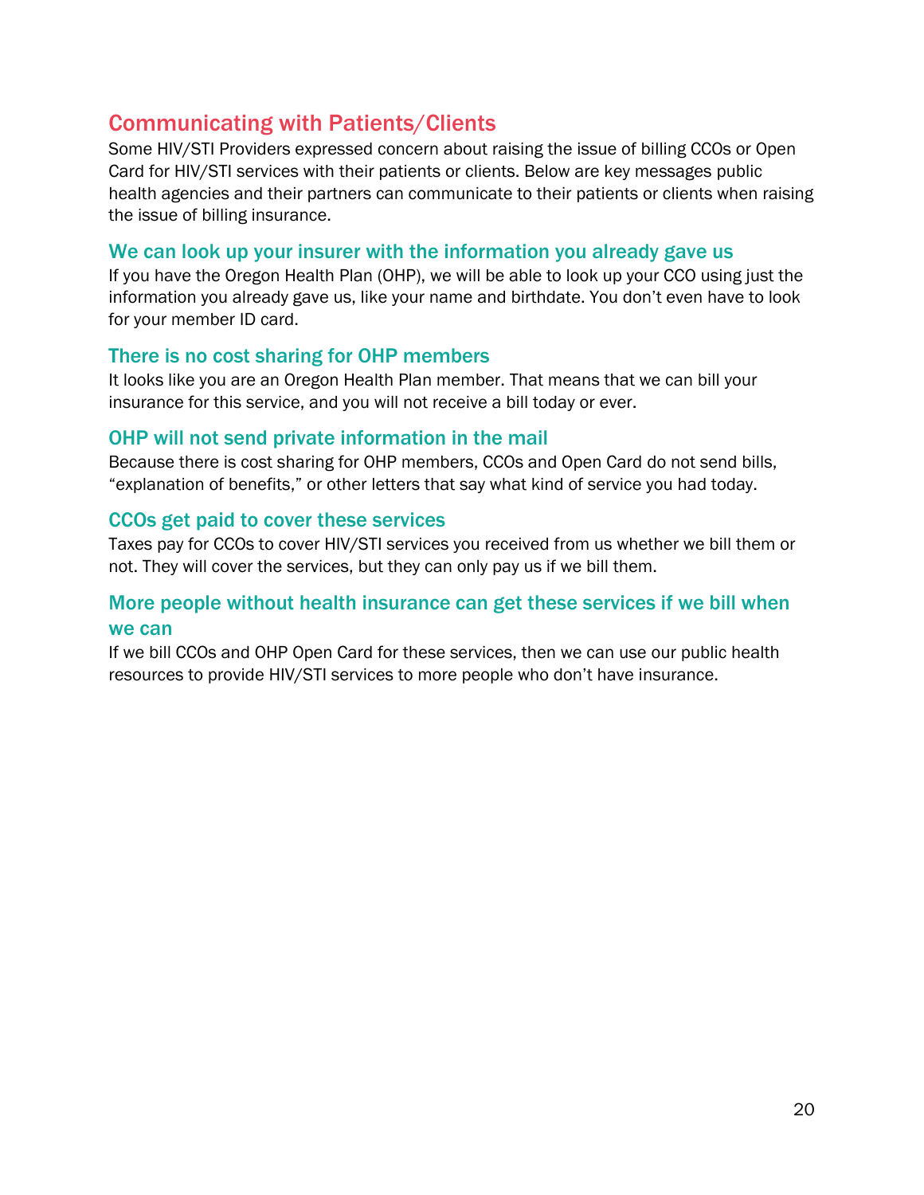## Communicating with Patients/Clients

Some HIV/STI Providers expressed concern about raising the issue of billing CCOs or Open Card for HIV/STI services with their patients or clients. Below are key messages public health agencies and their partners can communicate to their patients or clients when raising the issue of billing insurance.

### We can look up your insurer with the information you already gave us

If you have the Oregon Health Plan (OHP), we will be able to look up your CCO using just the information you already gave us, like your name and birthdate. You don't even have to look for your member ID card.

### There is no cost sharing for OHP members

It looks like you are an Oregon Health Plan member. That means that we can bill your insurance for this service, and you will not receive a bill today or ever.

### OHP will not send private information in the mail

Because there is cost sharing for OHP members, CCOs and Open Card do not send bills, "explanation of benefits," or other letters that say what kind of service you had today.

### CCOs get paid to cover these services

Taxes pay for CCOs to cover HIV/STI services you received from us whether we bill them or not. They will cover the services, but they can only pay us if we bill them.

### More people without health insurance can get these services if we bill when we can

If we bill CCOs and OHP Open Card for these services, then we can use our public health resources to provide HIV/STI services to more people who don't have insurance.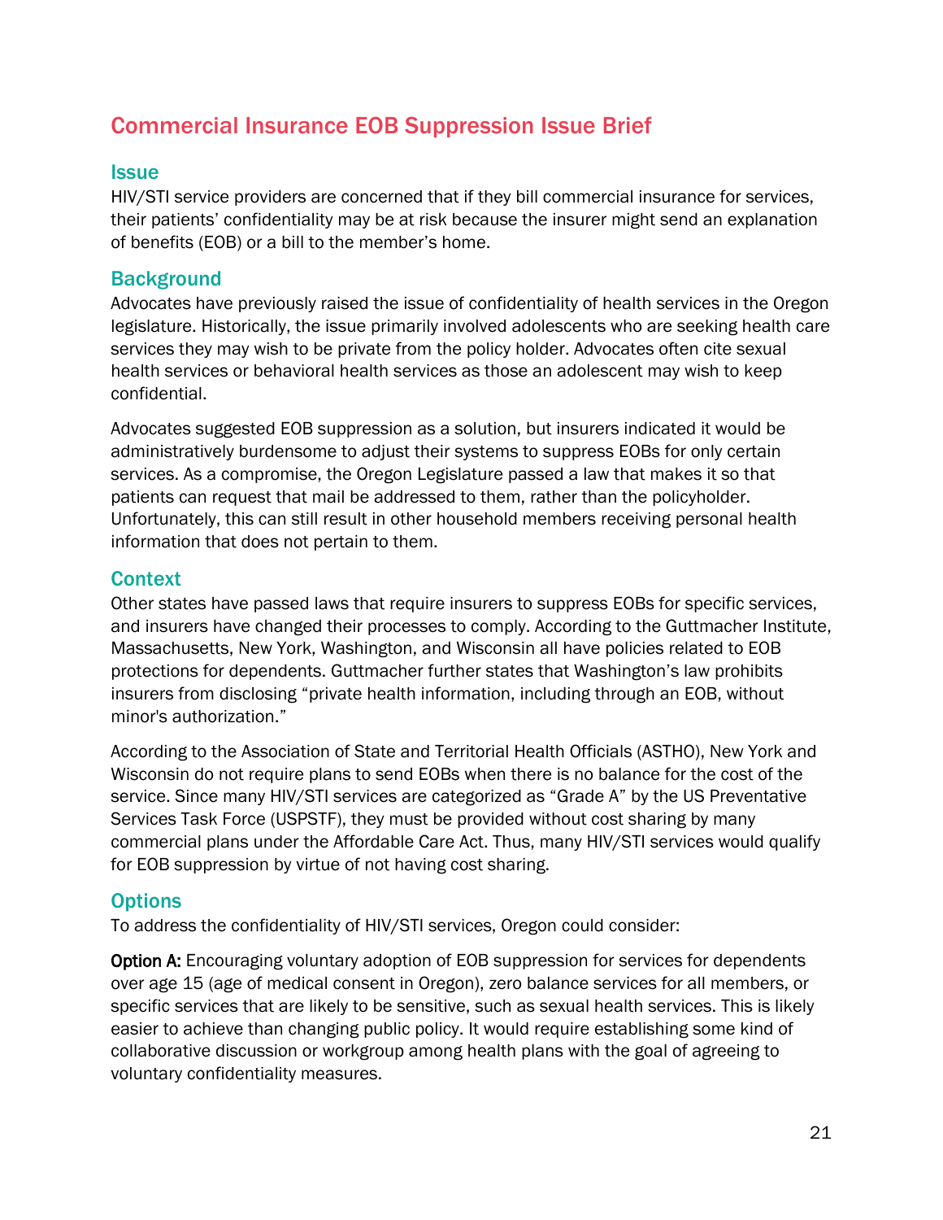# Commercial Insurance EOB Suppression Issue Brief

## Issue

HIV/STI service providers are concerned that if they bill commercial insurance for services, their patients' confidentiality may be at risk because the insurer might send an explanation of benefits (EOB) or a bill to the member's home.

## Background

Advocates have previously raised the issue of confidentiality of health services in the Oregon legislature. Historically, the issue primarily involved adolescents who are seeking health care services they may wish to be private from the policy holder. Advocates often cite sexual health services or behavioral health services as those an adolescent may wish to keep confidential.

Advocates suggested EOB suppression as a solution, but insurers indicated it would be administratively burdensome to adjust their systems to suppress EOBs for only certain services. As a compromise, the Oregon Legislature passed a law that makes it so that patients can request that mail be addressed to them, rather than the policyholder. Unfortunately, this can still result in other household members receiving personal health information that does not pertain to them.

## Context

Other states have passed laws that require insurers to suppress EOBs for specific services, and insurers have changed their processes to comply. According to the Guttmacher Institute, Massachusetts, New York, Washington, and Wisconsin all have policies related to EOB protections for dependents. Guttmacher further states that Washington's law prohibits insurers from disclosing "private health information, including through an EOB, without minor's authorization."

According to the Association of State and Territorial Health Officials (ASTHO), New York and Wisconsin do not require plans to send EOBs when there is no balance for the cost of the service. Since many HIV/STI services are categorized as "Grade A" by the US Preventative Services Task Force (USPSTF), they must be provided without cost sharing by many commercial plans under the Affordable Care Act. Thus, many HIV/STI services would qualify for EOB suppression by virtue of not having cost sharing.

## Options

To address the confidentiality of HIV/STI services, Oregon could consider:

**Option A:** Encouraging voluntary adoption of EOB suppression for services for dependents over age 15 (age of medical consent in Oregon), zero balance services for all members, or specific services that are likely to be sensitive, such as sexual health services. This is likely easier to achieve than changing public policy. It would require establishing some kind of collaborative discussion or workgroup among health plans with the goal of agreeing to voluntary confidentiality measures.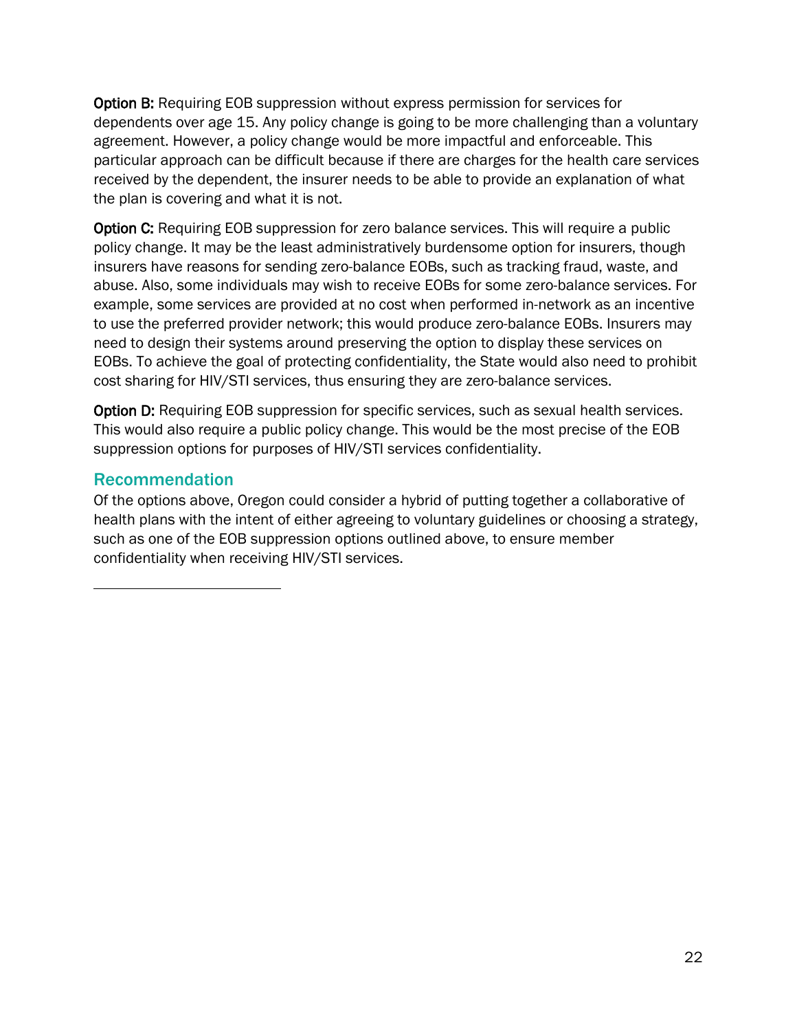**Option B:** Requiring EOB suppression without express permission for services for dependents over age 15. Any policy change is going to be more challenging than a voluntary agreement. However, a policy change would be more impactful and enforceable. This particular approach can be difficult because if there are charges for the health care services received by the dependent, the insurer needs to be able to provide an explanation of what the plan is covering and what it is not.

**Option C:** Requiring EOB suppression for zero balance services. This will require a public policy change. It may be the least administratively burdensome option for insurers, though insurers have reasons for sending zero-balance EOBs, such as tracking fraud, waste, and abuse. Also, some individuals may wish to receive EOBs for some zero-balance services. For example, some services are provided at no cost when performed in-network as an incentive to use the preferred provider network; this would produce zero-balance EOBs. Insurers may need to design their systems around preserving the option to display these services on EOBs. To achieve the goal of protecting confidentiality, the State would also need to prohibit cost sharing for HIV/STI services, thus ensuring they are zero-balance services.

**Option D:** Requiring EOB suppression for specific services, such as sexual health services. This would also require a public policy change. This would be the most precise of the EOB suppression options for purposes of HIV/STI services confidentiality.

## Recommendation

Of the options above, Oregon could consider a hybrid of putting together a collaborative of health plans with the intent of either agreeing to voluntary guidelines or choosing a strategy, such as one of the EOB suppression options outlined above, to ensure member confidentiality when receiving HIV/STI services.